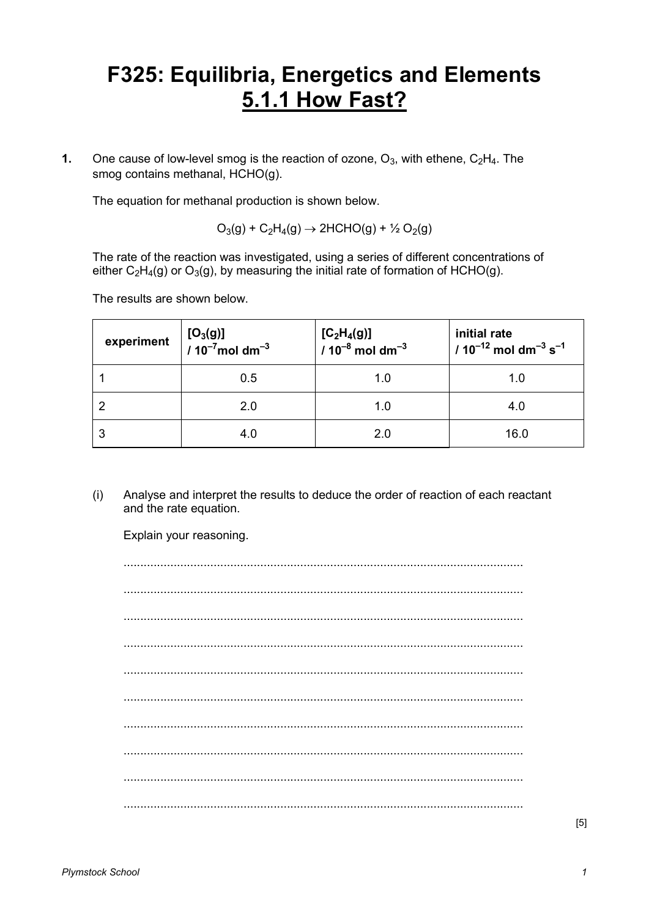# F325: Equilibria, Energetics and Elements

## 5.1.1 How Fast?

**1.** One cause of low-level smog is the reaction of ozone, $O_3$, with ethene, $C_2H_4$. The smog contains methanal, HCHO(g).

The equation for methanal production is shown below.

$$O_3(g) + C_2H_4(g) \rightarrow 2HCHO(g) + ½ O_2(g)$$

The rate of the reaction was investigated, using a series of different concentrations of either $C_2H_4(g)$ or $O_3(g)$, by measuring the initial rate of formation of HCHO(g).

The results are shown below.

| experiment | $[O_3(g)]$ / $10^{-7}$mol dm$^{-3}$ | $[C_2H_4(g)]$ / $10^{-8}$ mol dm$^{-3}$ | initial rate / $10^{-12}$ mol dm$^{-3}$ s$^{-1}$ |
|---|---|---|---|
| 1 | 0.5 | 1.0 | 1.0 |
| 2 | 2.0 | 1.0 | 4.0 |
| 3 | 4.0 | 2.0 | 16.0 |

(i) Analyse and interpret the results to deduce the order of reaction of each reactant and the rate equation.

Explain your reasoning.

..........................................................................................................................

..........................................................................................................................

..........................................................................................................................

..........................................................................................................................

..........................................................................................................................

..........................................................................................................................

..........................................................................................................................

..........................................................................................................................

..........................................................................................................................

..........................................................................................................................

[5]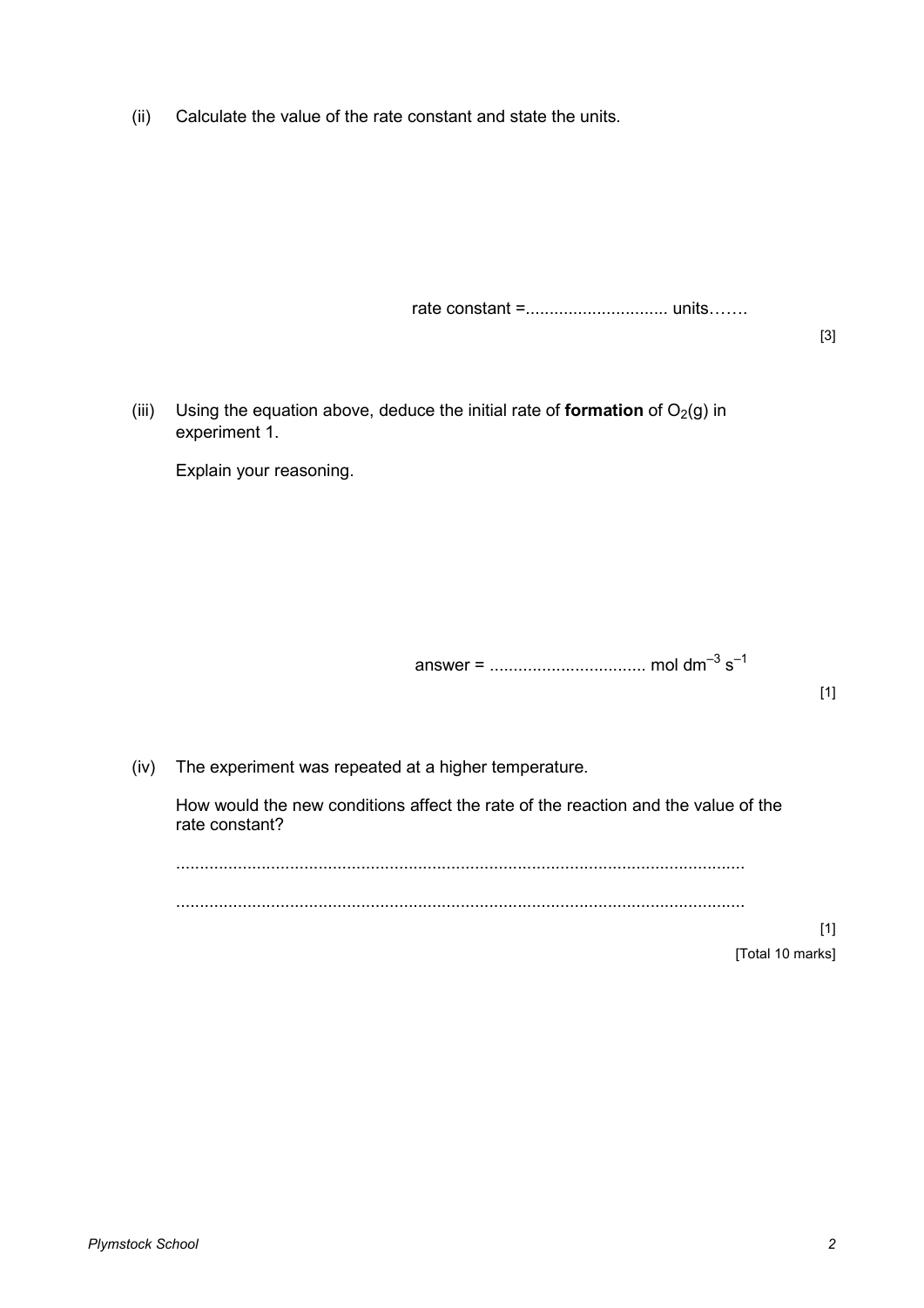(ii) Calculate the value of the rate constant and state the units.

rate constant =.............................. units…….

[3]

(iii) Using the equation above, deduce the initial rate of **formation** of $O_2(g)$ in experiment 1.

Explain your reasoning.

answer = ................................. mol dm$^{-3}$ s$^{-1}$

[1]

(iv) The experiment was repeated at a higher temperature.

How would the new conditions affect the rate of the reaction and the value of the rate constant?

.......................................................................................................................

.......................................................................................................................

[1]

[Total 10 marks]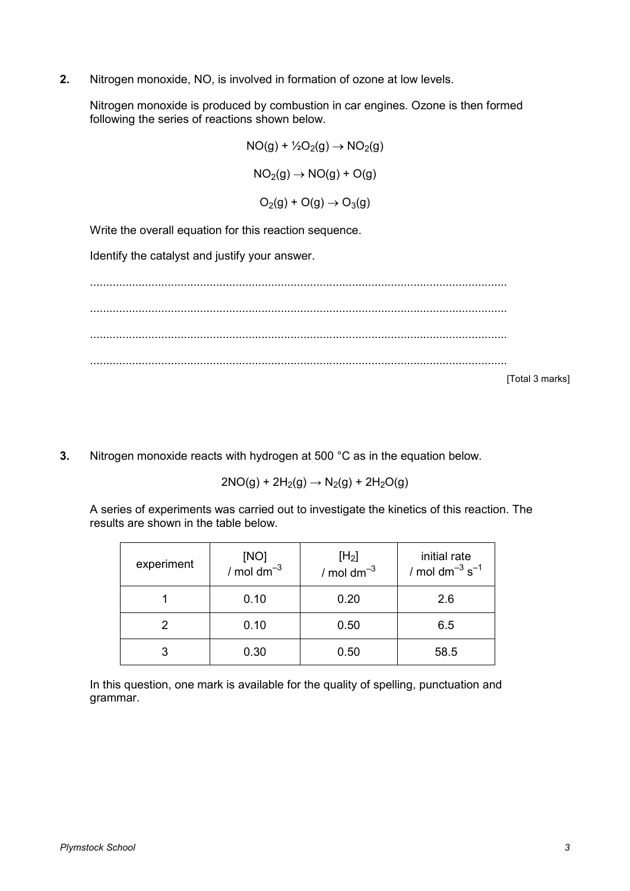**2.** Nitrogen monoxide, NO, is involved in formation of ozone at low levels.

Nitrogen monoxide is produced by combustion in car engines. Ozone is then formed following the series of reactions shown below.

$$NO(g) + ½O_2(g) \rightarrow NO_2(g)$$

$$NO_2(g) \rightarrow NO(g) + O(g)$$

$$O_2(g) + O(g) \rightarrow O_3(g)$$

Write the overall equation for this reaction sequence.

Identify the catalyst and justify your answer.

.................................................................................................................................

.................................................................................................................................

.................................................................................................................................

.................................................................................................................................

[Total 3 marks]

**3.** Nitrogen monoxide reacts with hydrogen at 500 °C as in the equation below.

$$2NO(g) + 2H_2(g) \rightarrow N_2(g) + 2H_2O(g)$$

A series of experiments was carried out to investigate the kinetics of this reaction. The results are shown in the table below.

| experiment | [NO] / mol dm$^{-3}$ | [$H_2$] / mol dm$^{-3}$ | initial rate / mol dm$^{-3}$ s$^{-1}$ |
|---|---|---|---|
| 1 | 0.10 | 0.20 | 2.6 |
| 2 | 0.10 | 0.50 | 6.5 |
| 3 | 0.30 | 0.50 | 58.5 |

In this question, one mark is available for the quality of spelling, punctuation and grammar.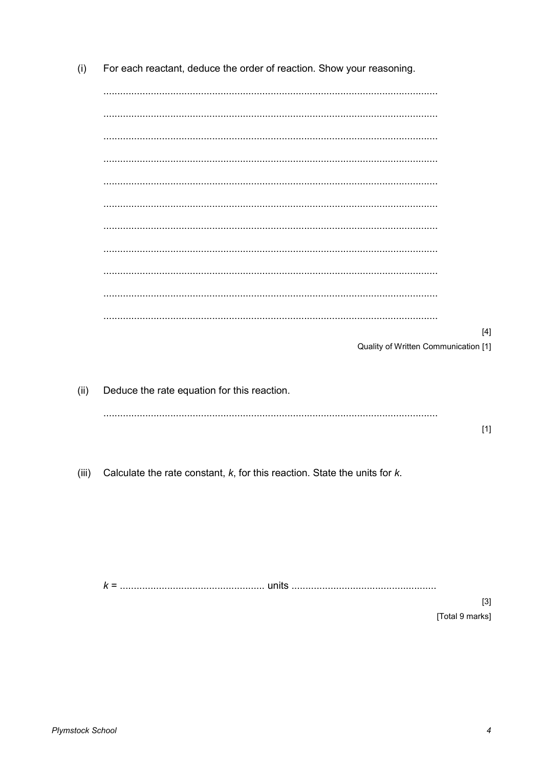(i) For each reactant, deduce the order of reaction. Show your reasoning.

...........................................................................................................................

...........................................................................................................................

...........................................................................................................................

...........................................................................................................................

...........................................................................................................................

...........................................................................................................................

...........................................................................................................................

...........................................................................................................................

...........................................................................................................................

...........................................................................................................................

...........................................................................................................................

[4]

Quality of Written Communication [1]

(ii) Deduce the rate equation for this reaction.

...........................................................................................................................

[1]

(iii) Calculate the rate constant, $k$, for this reaction. State the units for $k$.

$k$ = .................................................... units ....................................................

[3]

[Total 9 marks]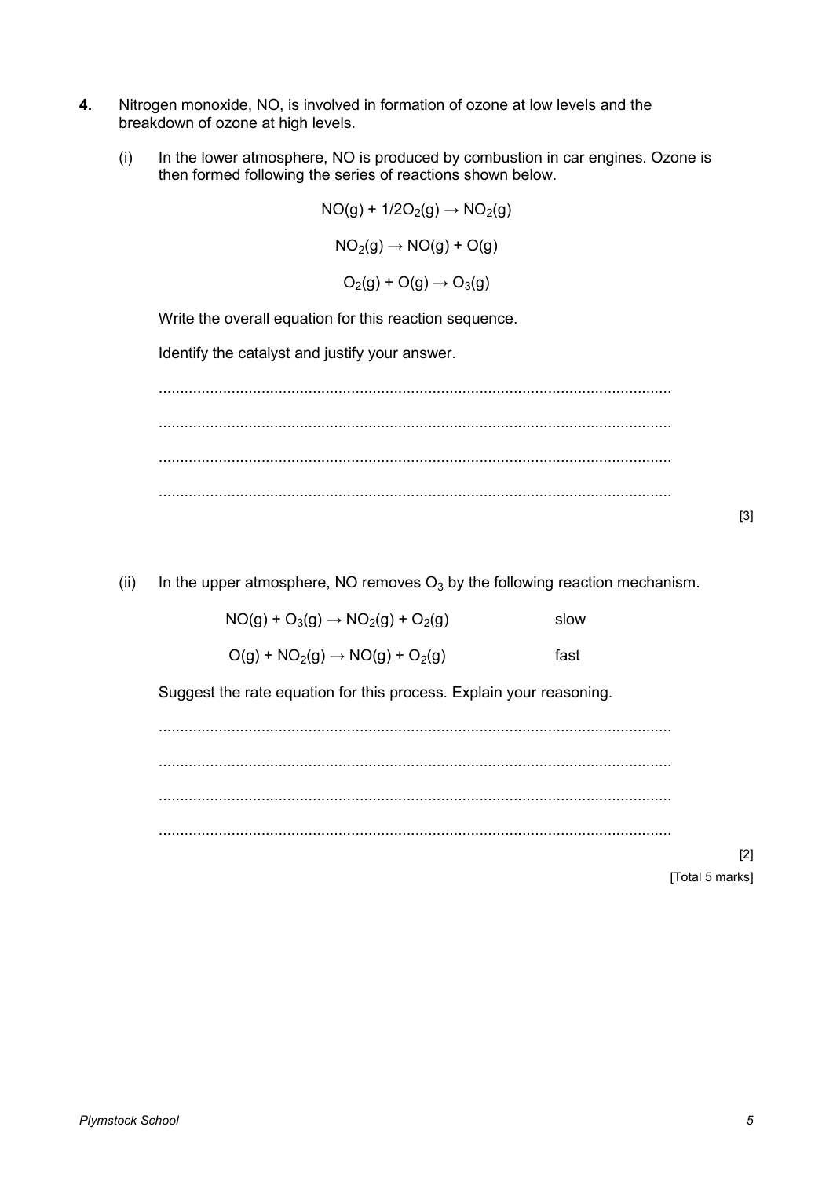**4.** Nitrogen monoxide, NO, is involved in formation of ozone at low levels and the breakdown of ozone at high levels.

(i) In the lower atmosphere, NO is produced by combustion in car engines. Ozone is then formed following the series of reactions shown below.

$$NO(g) + 1/2O_2(g) \rightarrow NO_2(g)$$

$$NO_2(g) \rightarrow NO(g) + O(g)$$

$$O_2(g) + O(g) \rightarrow O_3(g)$$

Write the overall equation for this reaction sequence.

Identify the catalyst and justify your answer.

...........................................................................................................................

...........................................................................................................................

...........................................................................................................................

...........................................................................................................................

[3]

(ii) In the upper atmosphere, NO removes $O_3$ by the following reaction mechanism.

| | |
|---|---|
| $NO(g) + O_3(g) \rightarrow NO_2(g) + O_2(g)$ | slow |
| $O(g) + NO_2(g) \rightarrow NO(g) + O_2(g)$ | fast |

Suggest the rate equation for this process. Explain your reasoning.

...........................................................................................................................

...........................................................................................................................

...........................................................................................................................

...........................................................................................................................

[2]

[Total 5 marks]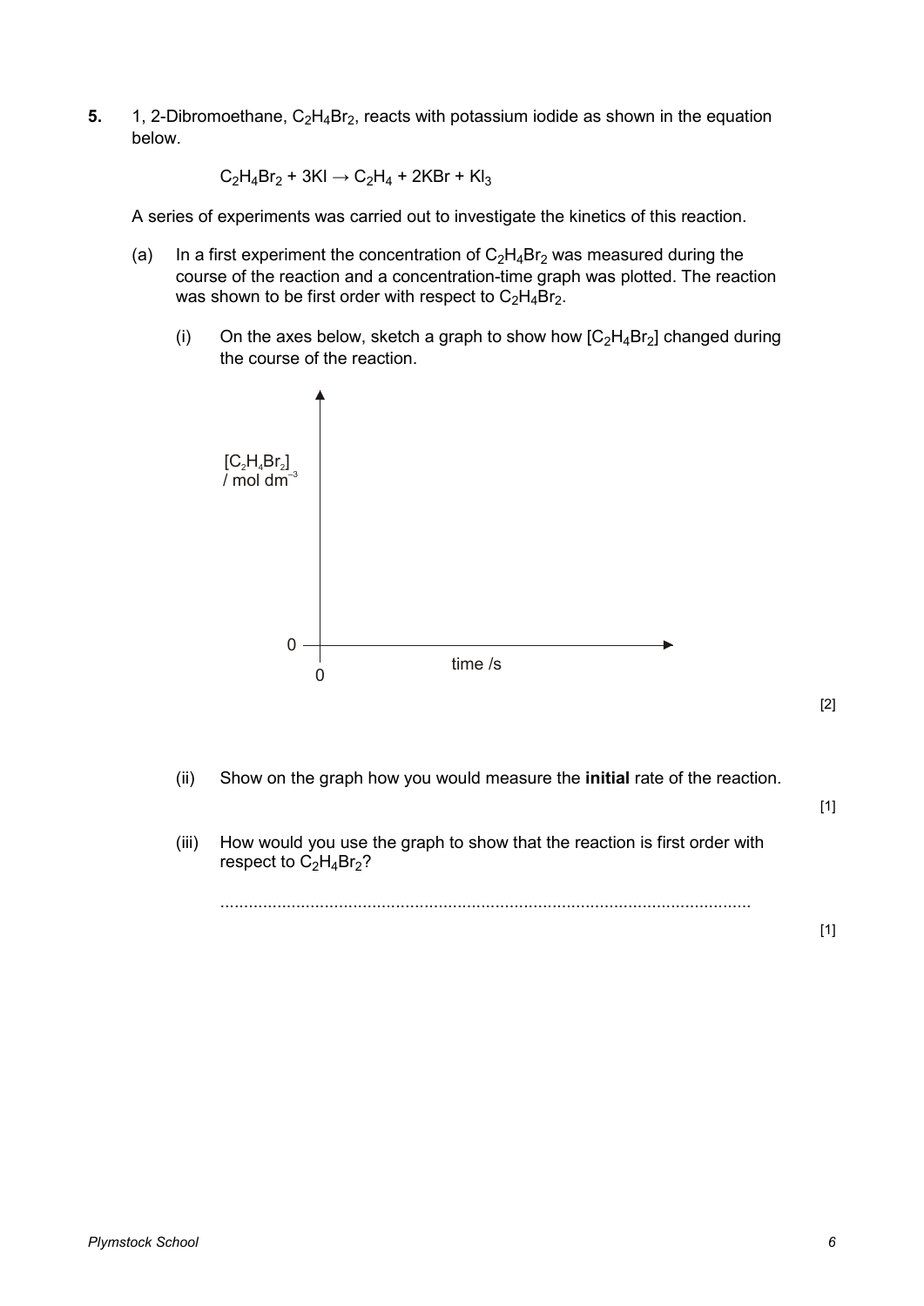**5.** 1, 2-Dibromoethane, $C_2H_4Br_2$, reacts with potassium iodide as shown in the equation below.

$$C_2H_4Br_2 + 3KI \rightarrow C_2H_4 + 2KBr + KI_3$$

A series of experiments was carried out to investigate the kinetics of this reaction.

(a) In a first experiment the concentration of $C_2H_4Br_2$ was measured during the course of the reaction and a concentration-time graph was plotted. The reaction was shown to be first order with respect to $C_2H_4Br_2$.

(i) On the axes below, sketch a graph to show how $[C_2H_4Br_2]$ changed during the course of the reaction.

$[C_2H_4Br_2]$ / mol dm$^{-3}$

0

0 time /s

[2]

(ii) Show on the graph how you would measure the **initial** rate of the reaction.

[1]

(iii) How would you use the graph to show that the reaction is first order with respect to $C_2H_4Br_2$?

................................................................................................................

[1]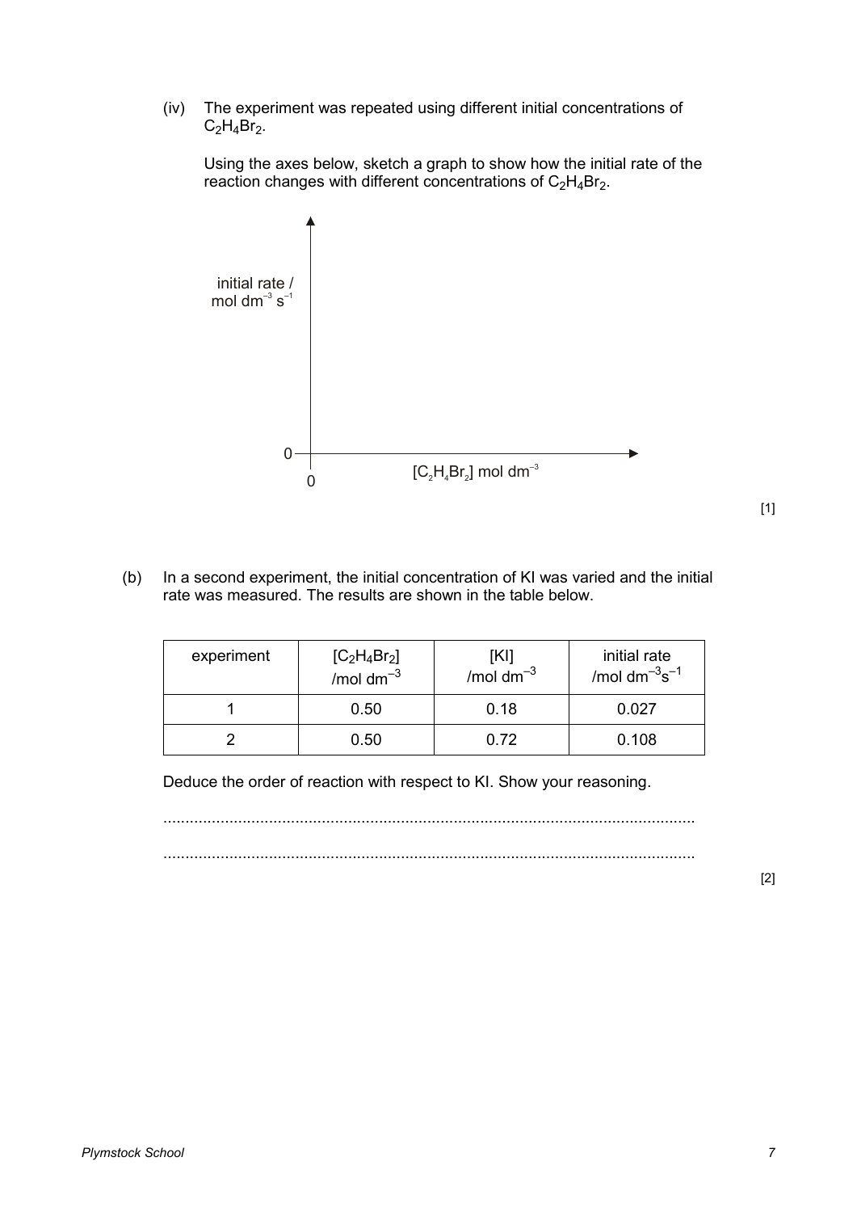(iv) The experiment was repeated using different initial concentrations of $C_2H_4Br_2$.

Using the axes below, sketch a graph to show how the initial rate of the reaction changes with different concentrations of $C_2H_4Br_2$.

initial rate / mol $dm^{-3}$ $s^{-1}$

0

0 $[C_2H_4Br_2]$ mol $dm^{-3}$

[1]

(b) In a second experiment, the initial concentration of KI was varied and the initial rate was measured. The results are shown in the table below.

| experiment | $[C_2H_4Br_2]$ /mol $dm^{-3}$ | [KI] /mol $dm^{-3}$ | initial rate /mol $dm^{-3}s^{-1}$ |
|---|---|---|---|
| 1 | 0.50 | 0.18 | 0.027 |
| 2 | 0.50 | 0.72 | 0.108 |

Deduce the order of reaction with respect to KI. Show your reasoning.

.........................................................................................................................

.........................................................................................................................

[2]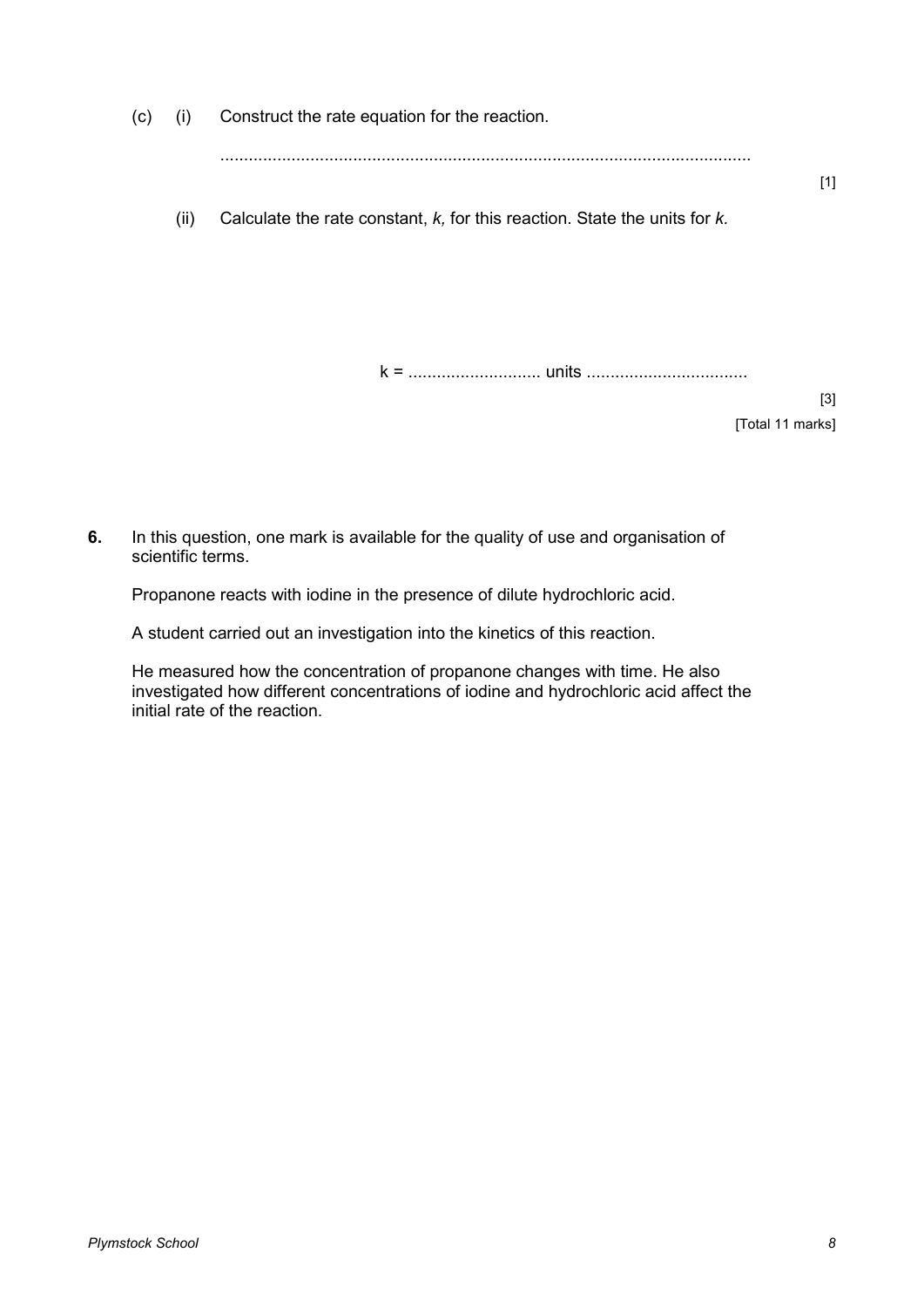(c) (i) Construct the rate equation for the reaction.

..............................................................................................................

[1]

(ii) Calculate the rate constant, *k,* for this reaction. State the units for *k.*

k = ........................... units .................................

[3]

[Total 11 marks]

**6.** In this question, one mark is available for the quality of use and organisation of scientific terms.

Propanone reacts with iodine in the presence of dilute hydrochloric acid.

A student carried out an investigation into the kinetics of this reaction.

He measured how the concentration of propanone changes with time. He also investigated how different concentrations of iodine and hydrochloric acid affect the initial rate of the reaction.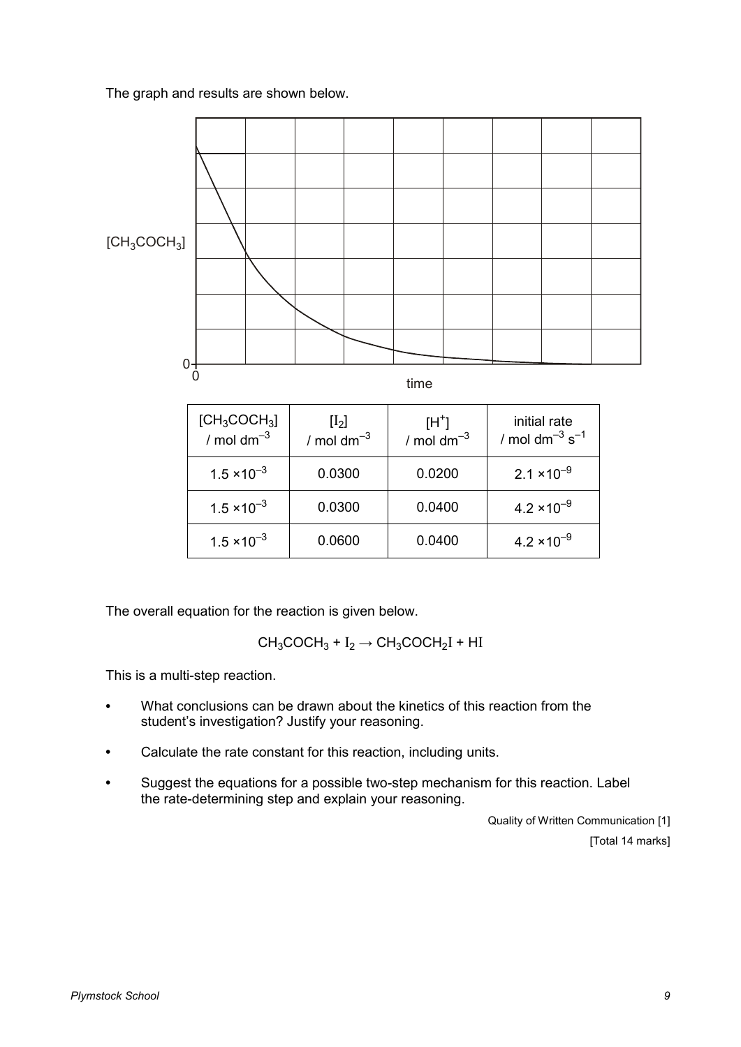The graph and results are shown below.

| $[CH_3COCH_3]$ / mol dm$^{-3}$ | $[I_2]$ / mol dm$^{-3}$ | $[H^+]$ / mol dm$^{-3}$ | initial rate / mol dm$^{-3}$ s$^{-1}$ |
|---|---|---|---|
| $1.5 \times 10^{-3}$ | 0.0300 | 0.0200 | $2.1 \times 10^{-9}$ |
| $1.5 \times 10^{-3}$ | 0.0300 | 0.0400 | $4.2 \times 10^{-9}$ |
| $1.5 \times 10^{-3}$ | 0.0600 | 0.0400 | $4.2 \times 10^{-9}$ |

The overall equation for the reaction is given below.

$$CH_3COCH_3 + I_2 \rightarrow CH_3COCH_2I + HI$$

This is a multi-step reaction.

- What conclusions can be drawn about the kinetics of this reaction from the student's investigation? Justify your reasoning.
- Calculate the rate constant for this reaction, including units.
- Suggest the equations for a possible two-step mechanism for this reaction. Label the rate-determining step and explain your reasoning.

Quality of Written Communication [1]

[Total 14 marks]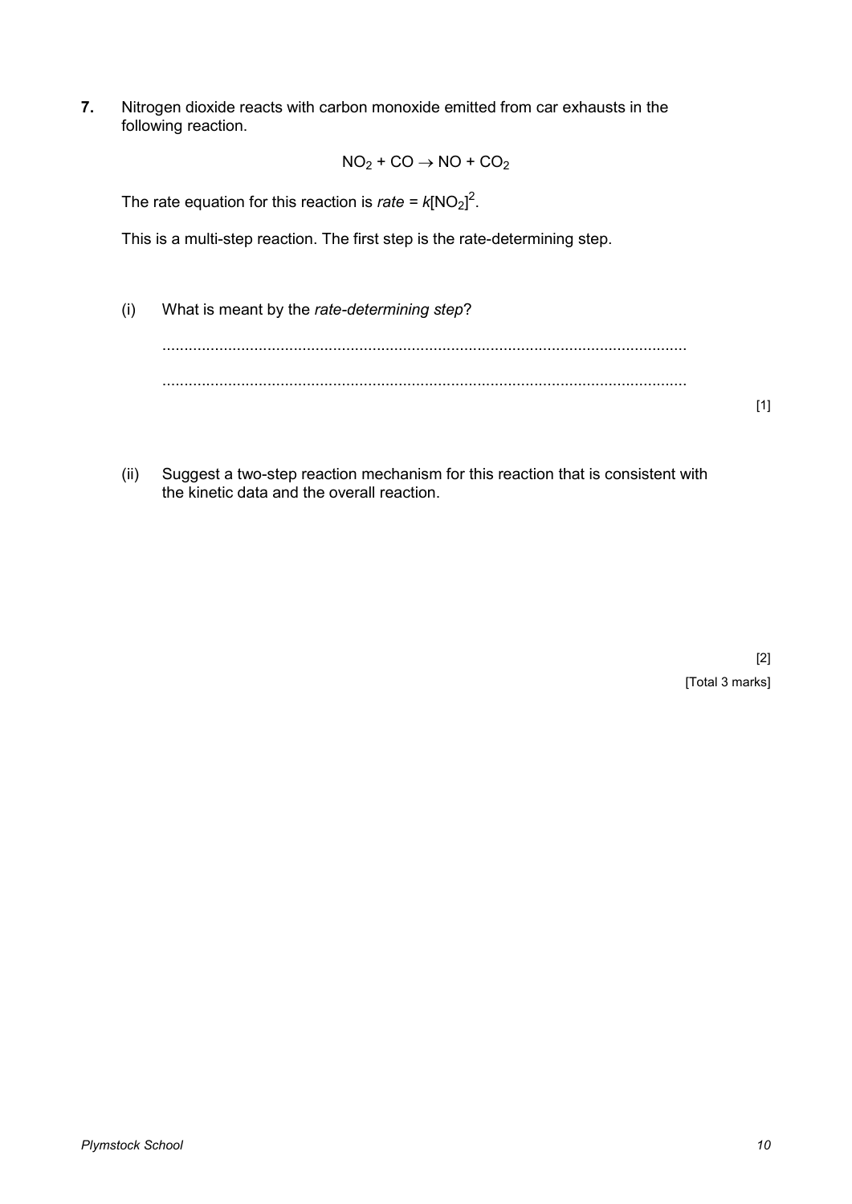**7.** Nitrogen dioxide reacts with carbon monoxide emitted from car exhausts in the following reaction.

$$NO_2 + CO \rightarrow NO + CO_2$$

The rate equation for this reaction is *rate* = $k[NO_2]^2$.

This is a multi-step reaction. The first step is the rate-determining step.

(i) What is meant by the *rate-determining step*?

......................................................................................................................

......................................................................................................................

[1]

(ii) Suggest a two-step reaction mechanism for this reaction that is consistent with the kinetic data and the overall reaction.

[2]

[Total 3 marks]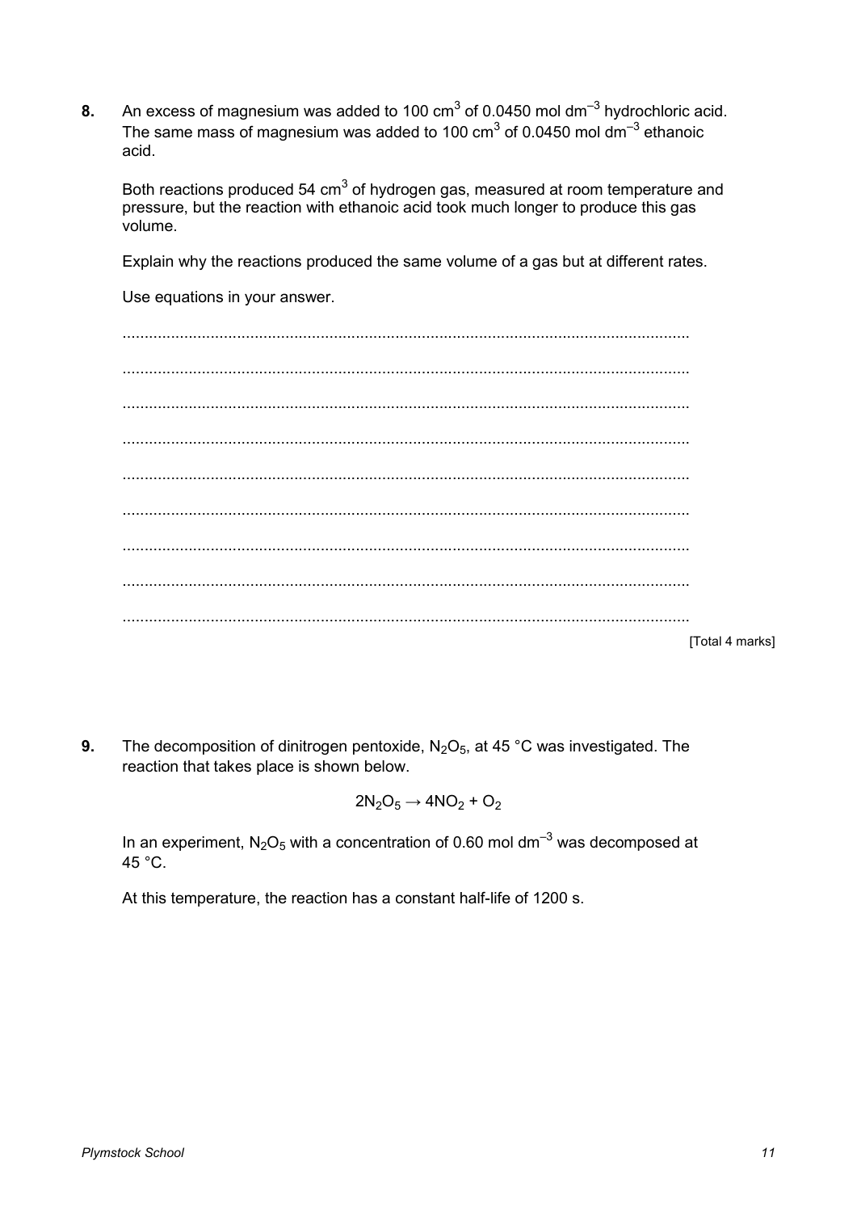**8.** An excess of magnesium was added to 100 $cm^3$ of 0.0450 mol $dm^{-3}$ hydrochloric acid. The same mass of magnesium was added to 100 $cm^3$ of 0.0450 mol $dm^{-3}$ ethanoic acid.

Both reactions produced 54 $cm^3$ of hydrogen gas, measured at room temperature and pressure, but the reaction with ethanoic acid took much longer to produce this gas volume.

Explain why the reactions produced the same volume of a gas but at different rates.

Use equations in your answer.

................................................................................................................................

................................................................................................................................

................................................................................................................................

................................................................................................................................

................................................................................................................................

................................................................................................................................

................................................................................................................................

................................................................................................................................

................................................................................................................................

[Total 4 marks]

**9.** The decomposition of dinitrogen pentoxide, $N_2O_5$, at 45 °C was investigated. The reaction that takes place is shown below.

$$2N_2O_5 \rightarrow 4NO_2 + O_2$$

In an experiment, $N_2O_5$ with a concentration of 0.60 mol $dm^{-3}$ was decomposed at 45 °C.

At this temperature, the reaction has a constant half-life of 1200 s.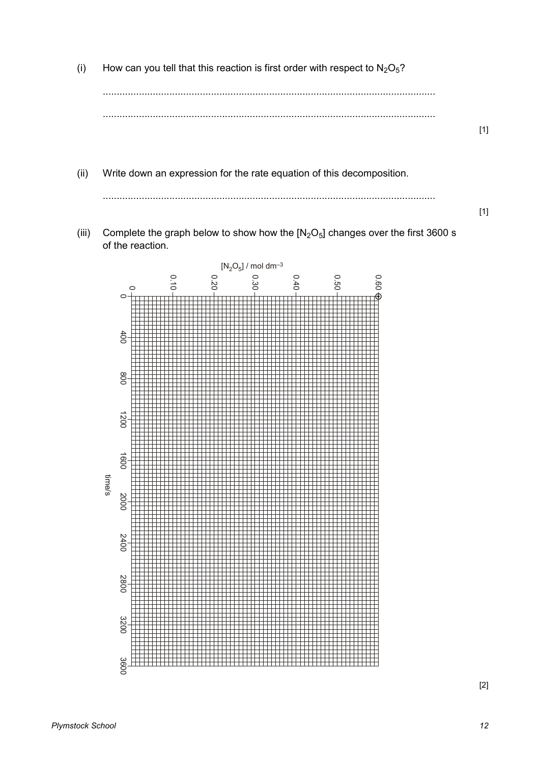(i) How can you tell that this reaction is first order with respect to $N_2O_5$?

.......................................................................................................................

.......................................................................................................................

[1]

(ii) Write down an expression for the rate equation of this decomposition.

.......................................................................................................................

[1]

(iii) Complete the graph below to show how the $[N_2O_5]$ changes over the first 3600 s of the reaction.

$[N_2O_5]$ / mol dm$^{-3}$: 0, 0.10, 0.20, 0.30, 0.40, 0.50, 0.60

time/s: 0, 400, 800, 1200, 1600, 2000, 2400, 2800, 3200, 3600

[2]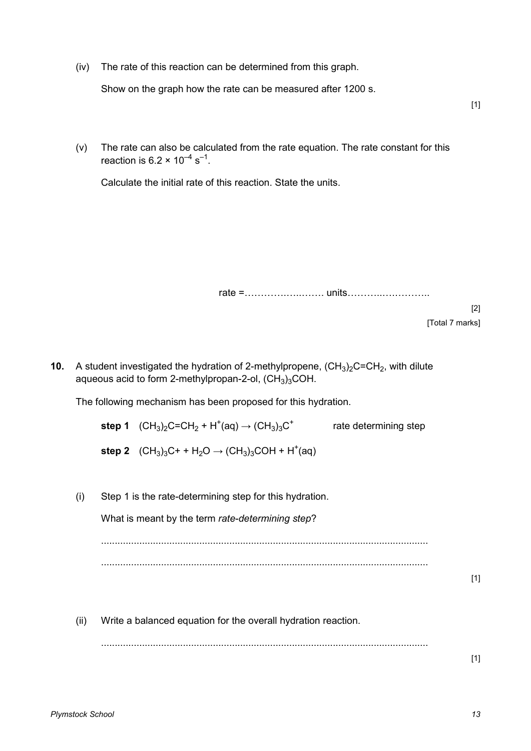(iv) The rate of this reaction can be determined from this graph.

Show on the graph how the rate can be measured after 1200 s.

[1]

(v) The rate can also be calculated from the rate equation. The rate constant for this reaction is $6.2 \times 10^{-4}\ s^{-1}$.

Calculate the initial rate of this reaction. State the units.

rate =…………………… units……………………

[2]

[Total 7 marks]

**10.** A student investigated the hydration of 2-methylpropene, $(CH_3)_2C{=}CH_2$, with dilute aqueous acid to form 2-methylpropan-2-ol, $(CH_3)_3COH$.

The following mechanism has been proposed for this hydration.

**step 1** $(CH_3)_2C{=}CH_2 + H^+(aq) \rightarrow (CH_3)_3C^+$ rate determining step

**step 2** $(CH_3)_3C+ + H_2O \rightarrow (CH_3)_3COH + H^+(aq)$

(i) Step 1 is the rate-determining step for this hydration.

What is meant by the term *rate-determining step*?

.......................................................................................................................

.......................................................................................................................

[1]

(ii) Write a balanced equation for the overall hydration reaction.

.......................................................................................................................

[1]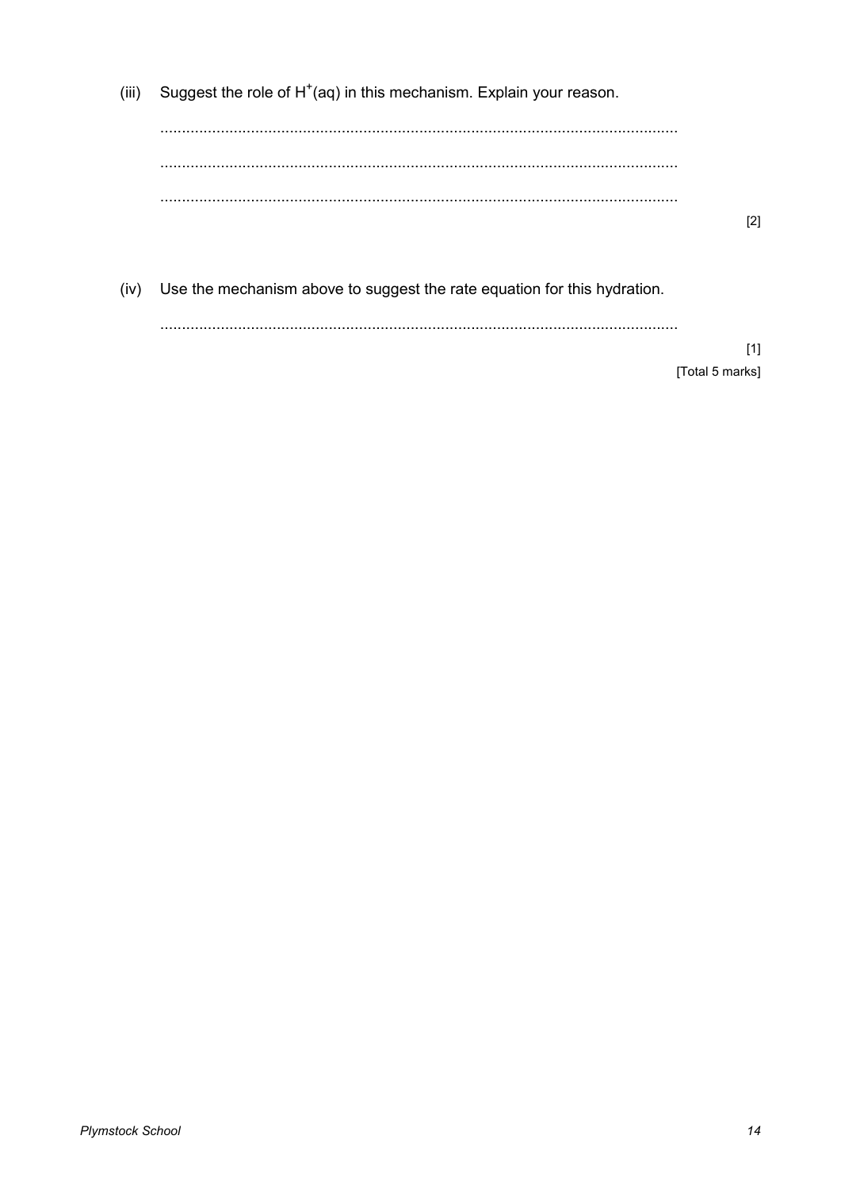(iii) Suggest the role of $H^+(aq)$ in this mechanism. Explain your reason.

.......................................................................................................................

.......................................................................................................................

.......................................................................................................................

[2]

(iv) Use the mechanism above to suggest the rate equation for this hydration.

.......................................................................................................................

[1]

[Total 5 marks]